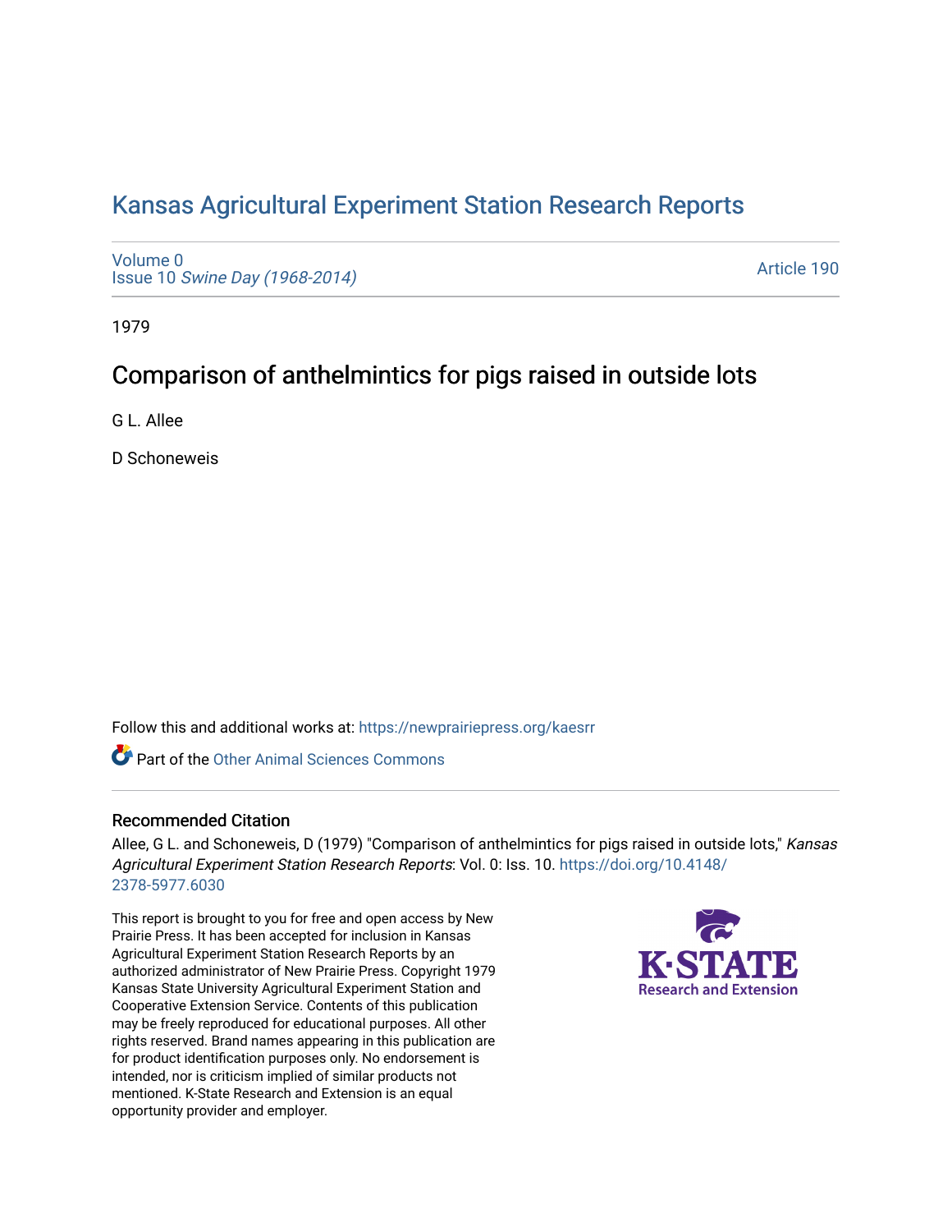# Kansas Agricultural Experiment Station Research Reports

Volume 0
Issue 10 *Swine Day (1968-2014)*

Article 190

1979

## Comparison of anthelmintics for pigs raised in outside lots

G L. Allee

D Schoneweis

Follow this and additional works at: https://newprairiepress.org/kaesrr

Part of the Other Animal Sciences Commons

### Recommended Citation

Allee, G L. and Schoneweis, D (1979) "Comparison of anthelmintics for pigs raised in outside lots," *Kansas Agricultural Experiment Station Research Reports*: Vol. 0: Iss. 10. https://doi.org/10.4148/2378-5977.6030

This report is brought to you for free and open access by New Prairie Press. It has been accepted for inclusion in Kansas Agricultural Experiment Station Research Reports by an authorized administrator of New Prairie Press. Copyright 1979 Kansas State University Agricultural Experiment Station and Cooperative Extension Service. Contents of this publication may be freely reproduced for educational purposes. All other rights reserved. Brand names appearing in this publication are for product identification purposes only. No endorsement is intended, nor is criticism implied of similar products not mentioned. K-State Research and Extension is an equal opportunity provider and employer.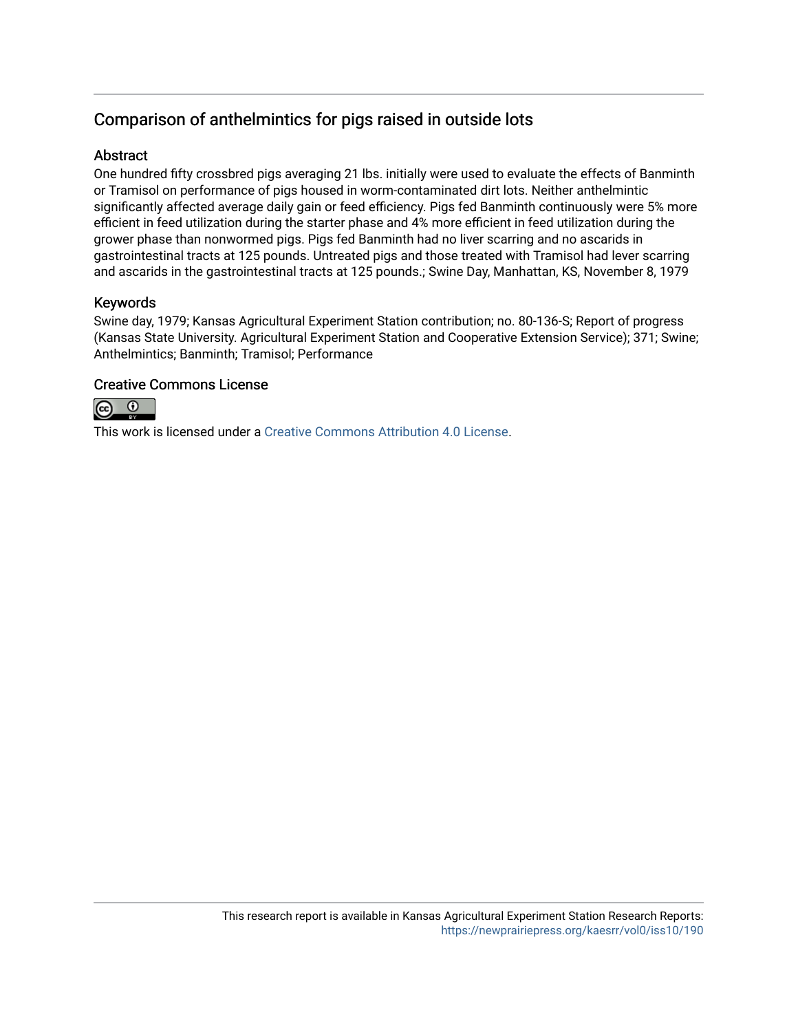# Comparison of anthelmintics for pigs raised in outside lots

## Abstract

One hundred fifty crossbred pigs averaging 21 lbs. initially were used to evaluate the effects of Banminth or Tramisol on performance of pigs housed in worm-contaminated dirt lots. Neither anthelmintic significantly affected average daily gain or feed efficiency. Pigs fed Banminth continuously were 5% more efficient in feed utilization during the starter phase and 4% more efficient in feed utilization during the grower phase than nonwormed pigs. Pigs fed Banminth had no liver scarring and no ascarids in gastrointestinal tracts at 125 pounds. Untreated pigs and those treated with Tramisol had lever scarring and ascarids in the gastrointestinal tracts at 125 pounds.; Swine Day, Manhattan, KS, November 8, 1979

## Keywords

Swine day, 1979; Kansas Agricultural Experiment Station contribution; no. 80-136-S; Report of progress (Kansas State University. Agricultural Experiment Station and Cooperative Extension Service); 371; Swine; Anthelmintics; Banminth; Tramisol; Performance

## Creative Commons License

This work is licensed under a Creative Commons Attribution 4.0 License.

This research report is available in Kansas Agricultural Experiment Station Research Reports: https://newprairiepress.org/kaesrr/vol0/iss10/190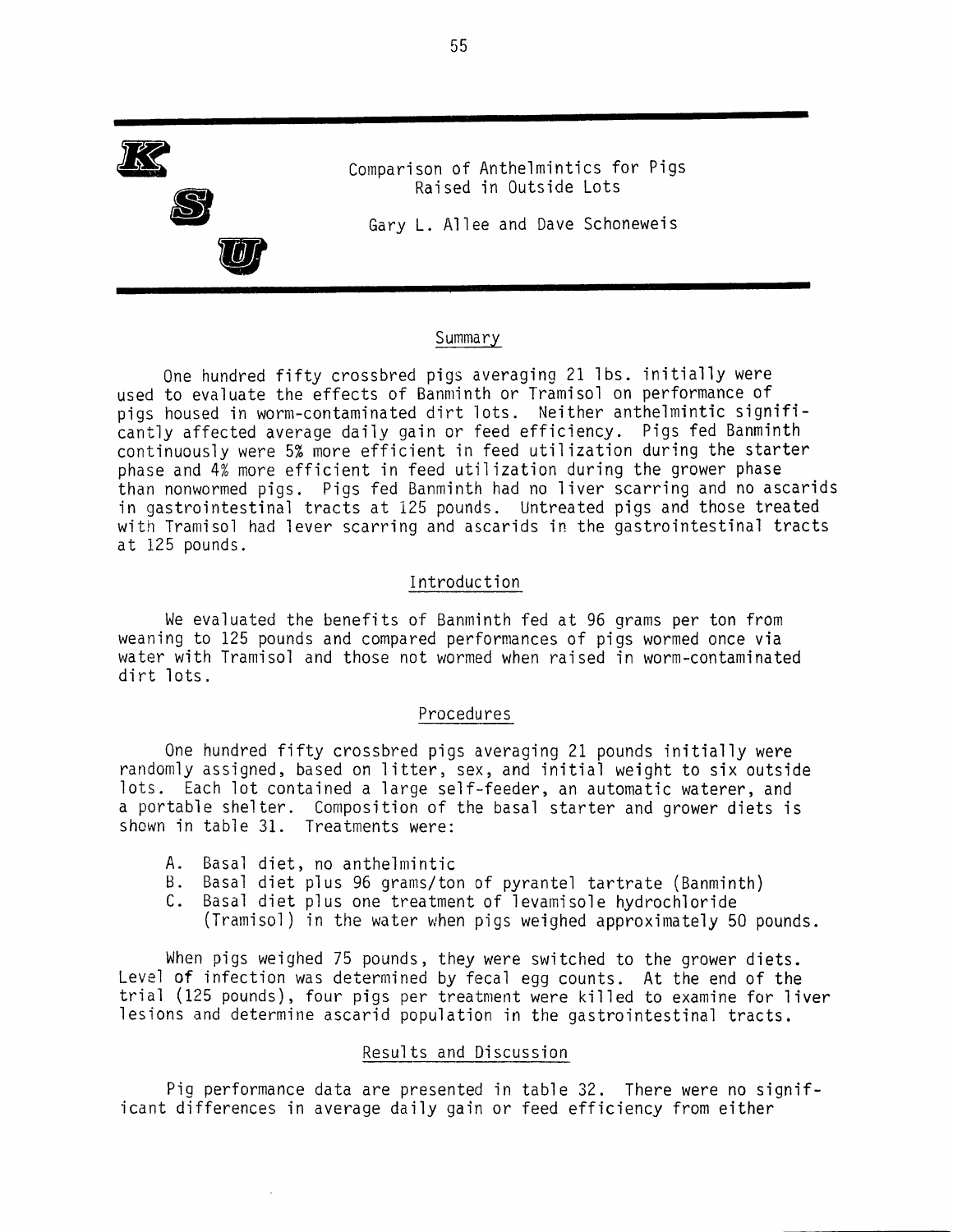# Comparison of Anthelmintics for Pigs Raised in Outside Lots

Gary L. Allee and Dave Schoneweis

## Summary

One hundred fifty crossbred pigs averaging 21 lbs. initially were used to evaluate the effects of Banminth or Tramisol on performance of pigs housed in worm-contaminated dirt lots. Neither anthelmintic significantly affected average daily gain or feed efficiency. Pigs fed Banminth continuously were 5% more efficient in feed utilization during the starter phase and 4% more efficient in feed utilization during the grower phase than nonwormed pigs. Pigs fed Banminth had no liver scarring and no ascarids in gastrointestinal tracts at 125 pounds. Untreated pigs and those treated with Tramisol had lever scarring and ascarids in the gastrointestinal tracts at 125 pounds.

## Introduction

We evaluated the benefits of Banminth fed at 96 grams per ton from weaning to 125 pounds and compared performances of pigs wormed once via water with Tramisol and those not wormed when raised in worm-contaminated dirt lots.

## Procedures

One hundred fifty crossbred pigs averaging 21 pounds initially were randomly assigned, based on litter, sex, and initial weight to six outside lots. Each lot contained a large self-feeder, an automatic waterer, and a portable shelter. Composition of the basal starter and grower diets is shown in table 31. Treatments were:

A. Basal diet, no anthelmintic
B. Basal diet plus 96 grams/ton of pyrantel tartrate (Banminth)
C. Basal diet plus one treatment of levamisole hydrochloride (Tramisol) in the water when pigs weighed approximately 50 pounds.

When pigs weighed 75 pounds, they were switched to the grower diets. Level of infection was determined by fecal egg counts. At the end of the trial (125 pounds), four pigs per treatment were killed to examine for liver lesions and determine ascarid population in the gastrointestinal tracts.

## Results and Discussion

Pig performance data are presented in table 32. There were no significant differences in average daily gain or feed efficiency from either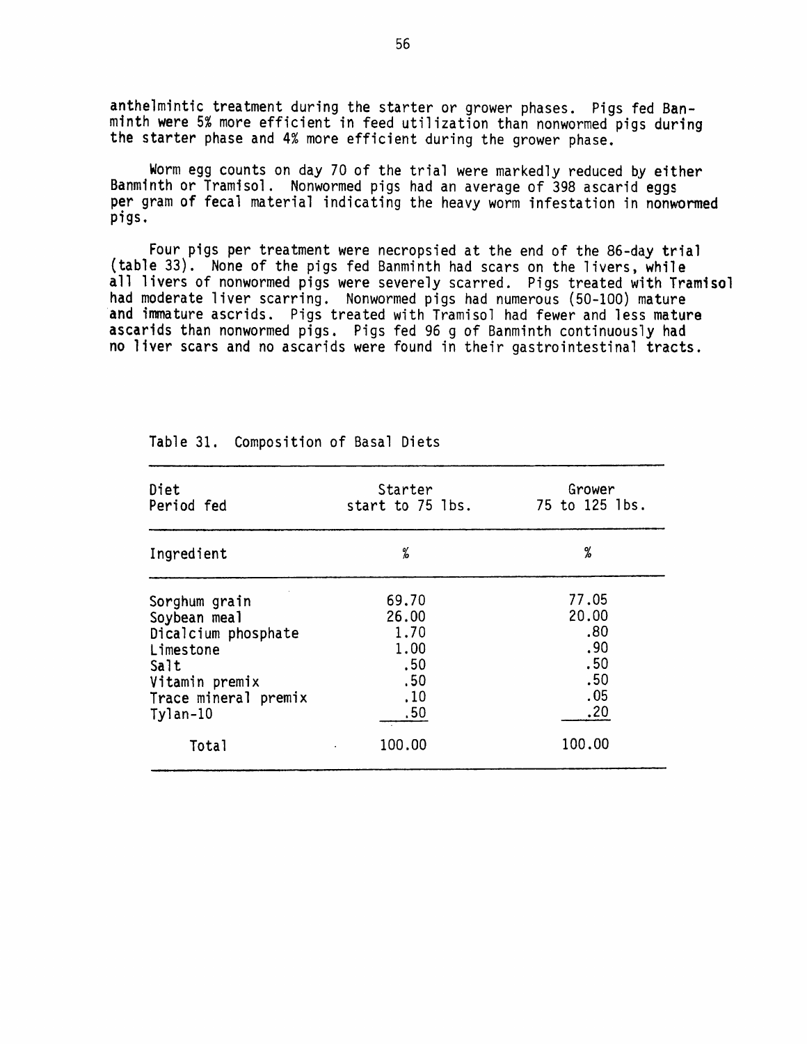anthelmintic treatment during the starter or grower phases. Pigs fed Banminth were 5% more efficient in feed utilization than nonwormed pigs during the starter phase and 4% more efficient during the grower phase.

Worm egg counts on day 70 of the trial were markedly reduced by either Banminth or Tramisol. Nonwormed pigs had an average of 398 ascarid eggs per gram of fecal material indicating the heavy worm infestation in nonwormed pigs.

Four pigs per treatment were necropsied at the end of the 86-day trial (table 33). None of the pigs fed Banminth had scars on the livers, while all livers of nonwormed pigs were severely scarred. Pigs treated with Tramisol had moderate liver scarring. Nonwormed pigs had numerous (50-100) mature and immature ascrids. Pigs treated with Tramisol had fewer and less mature ascarids than nonwormed pigs. Pigs fed 96 g of Banminth continuously had no liver scars and no ascarids were found in their gastrointestinal tracts.

Table 31. Composition of Basal Diets

| Diet<br>Period fed | Starter<br>start to 75 lbs. | Grower<br>75 to 125 lbs. |
|---|---|---|
| Ingredient | % | % |
| Sorghum grain | 69.70 | 77.05 |
| Soybean meal | 26.00 | 20.00 |
| Dicalcium phosphate | 1.70 | .80 |
| Limestone | 1.00 | .90 |
| Salt | .50 | .50 |
| Vitamin premix | .50 | .50 |
| Trace mineral premix | .10 | .05 |
| Tylan-10 | .50 | .20 |
| Total | 100.00 | 100.00 |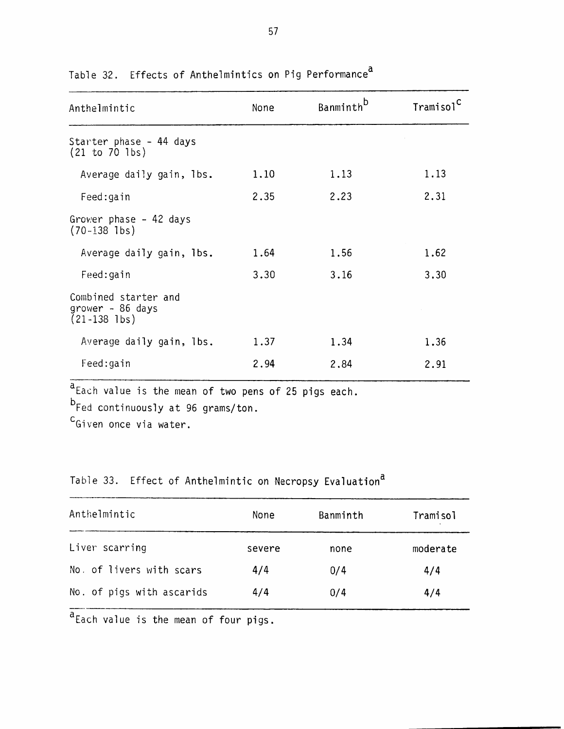Table 32. Effects of Anthelmintics on Pig Performance[a]

| Anthelmintic | None | Banminth[b] | Tramisol[c] |
| --- | --- | --- | --- |
| Starter phase - 44 days (21 to 70 lbs) | | | |
| Average daily gain, lbs. | 1.10 | 1.13 | 1.13 |
| Feed:gain | 2.35 | 2.23 | 2.31 |
| Grower phase - 42 days (70-138 lbs) | | | |
| Average daily gain, lbs. | 1.64 | 1.56 | 1.62 |
| Feed:gain | 3.30 | 3.16 | 3.30 |
| Combined starter and grower - 86 days (21-138 lbs) | | | |
| Average daily gain, lbs. | 1.37 | 1.34 | 1.36 |
| Feed:gain | 2.94 | 2.84 | 2.91 |

[a]Each value is the mean of two pens of 25 pigs each.
[b]Fed continuously at 96 grams/ton.
[c]Given once via water.

Table 33. Effect of Anthelmintic on Necropsy Evaluation[a]

| Anthelmintic | None | Banminth | Tramisol |
| --- | --- | --- | --- |
| Liver scarring | severe | none | moderate |
| No. of livers with scars | 4/4 | 0/4 | 4/4 |
| No. of pigs with ascarids | 4/4 | 0/4 | 4/4 |

[a]Each value is the mean of four pigs.